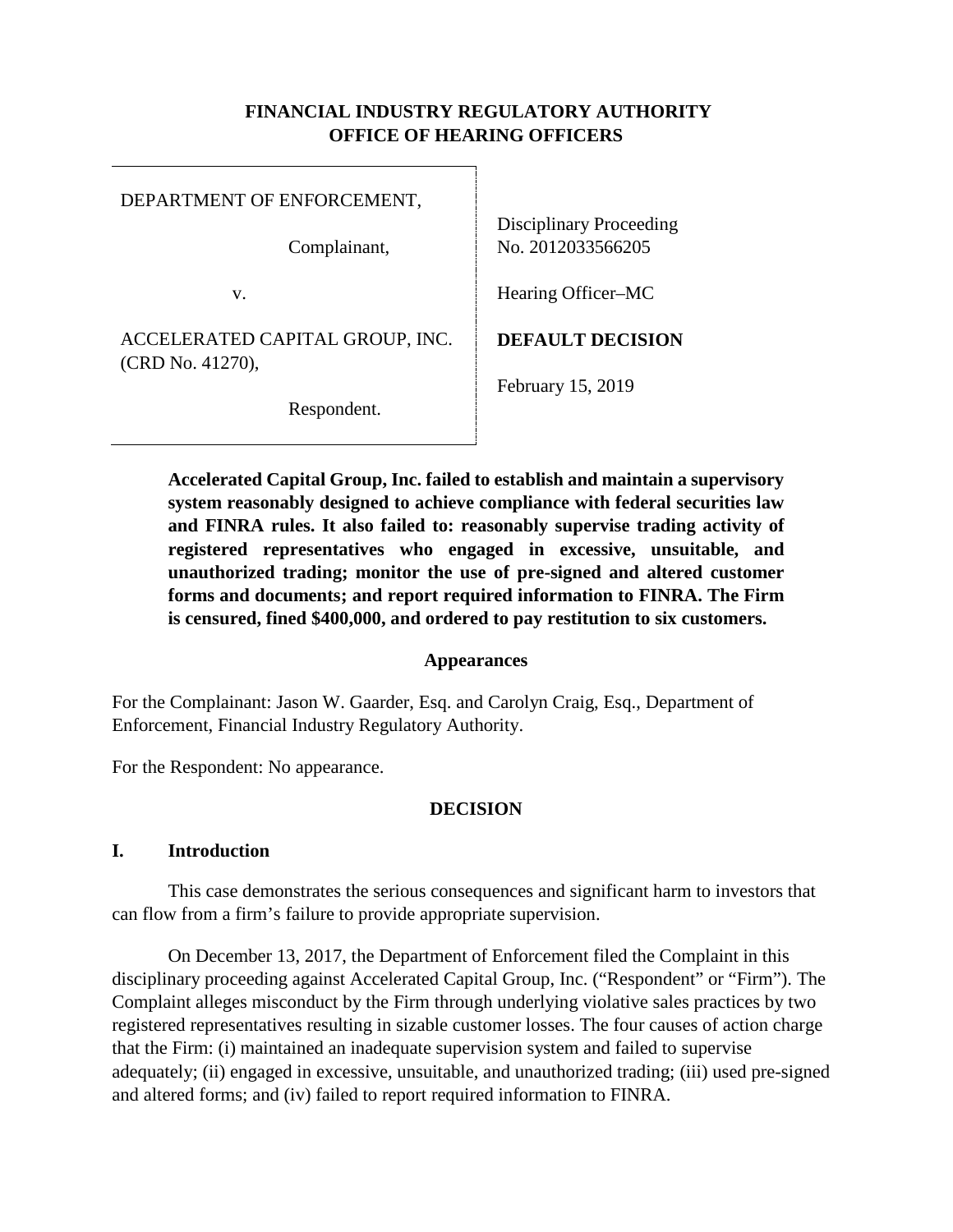**FINANCIAL INDUSTRY REGULATORY AUTHORITY**
**OFFICE OF HEARING OFFICERS**

| | |
|---|---|
| DEPARTMENT OF ENFORCEMENT,<br><br>Complainant,<br><br>v.<br><br>ACCELERATED CAPITAL GROUP, INC. (CRD No. 41270),<br><br>Respondent. | Disciplinary Proceeding No. 2012033566205<br><br>Hearing Officer–MC<br><br>**DEFAULT DECISION**<br><br>February 15, 2019 |

**Accelerated Capital Group, Inc. failed to establish and maintain a supervisory system reasonably designed to achieve compliance with federal securities law and FINRA rules. It also failed to: reasonably supervise trading activity of registered representatives who engaged in excessive, unsuitable, and unauthorized trading; monitor the use of pre-signed and altered customer forms and documents; and report required information to FINRA. The Firm is censured, fined $400,000, and ordered to pay restitution to six customers.**

**Appearances**

For the Complainant: Jason W. Gaarder, Esq. and Carolyn Craig, Esq., Department of Enforcement, Financial Industry Regulatory Authority.

For the Respondent: No appearance.

**DECISION**

## I. Introduction

This case demonstrates the serious consequences and significant harm to investors that can flow from a firm's failure to provide appropriate supervision.

On December 13, 2017, the Department of Enforcement filed the Complaint in this disciplinary proceeding against Accelerated Capital Group, Inc. ("Respondent" or "Firm"). The Complaint alleges misconduct by the Firm through underlying violative sales practices by two registered representatives resulting in sizable customer losses. The four causes of action charge that the Firm: (i) maintained an inadequate supervision system and failed to supervise adequately; (ii) engaged in excessive, unsuitable, and unauthorized trading; (iii) used pre-signed and altered forms; and (iv) failed to report required information to FINRA.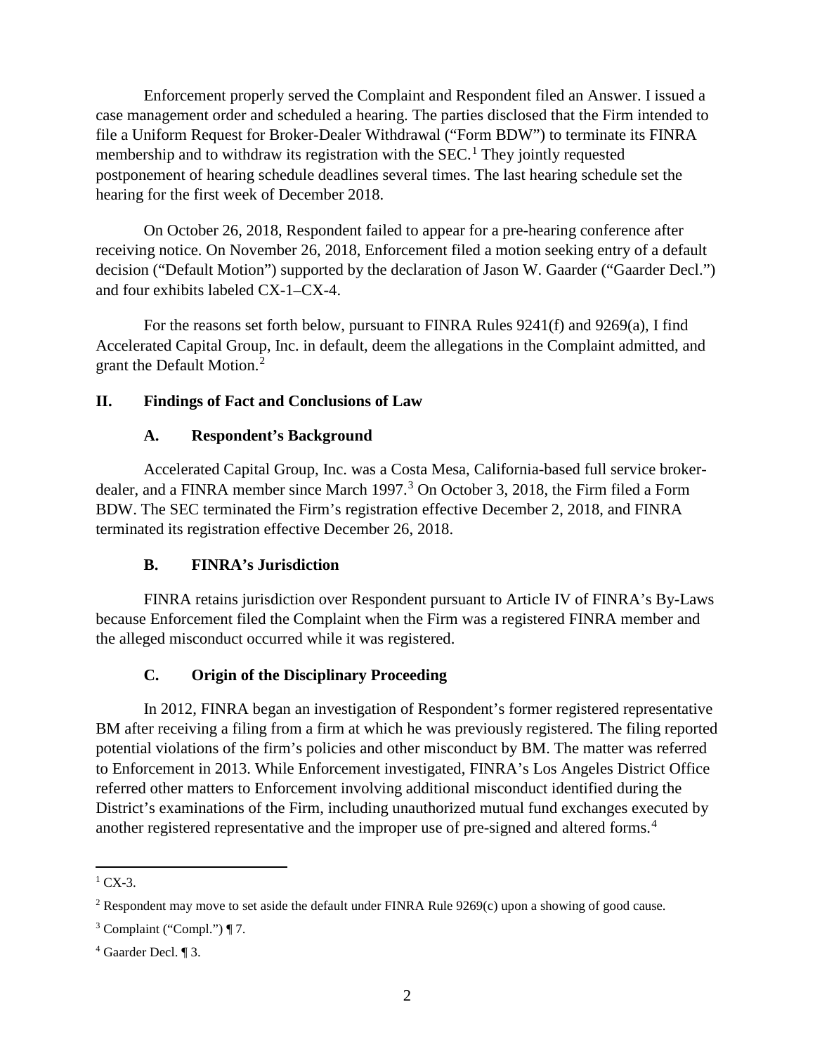Enforcement properly served the Complaint and Respondent filed an Answer. I issued a case management order and scheduled a hearing. The parties disclosed that the Firm intended to file a Uniform Request for Broker-Dealer Withdrawal ("Form BDW") to terminate its FINRA membership and to withdraw its registration with the SEC.[1] They jointly requested postponement of hearing schedule deadlines several times. The last hearing schedule set the hearing for the first week of December 2018.

On October 26, 2018, Respondent failed to appear for a pre-hearing conference after receiving notice. On November 26, 2018, Enforcement filed a motion seeking entry of a default decision ("Default Motion") supported by the declaration of Jason W. Gaarder ("Gaarder Decl.") and four exhibits labeled CX-1–CX-4.

For the reasons set forth below, pursuant to FINRA Rules 9241(f) and 9269(a), I find Accelerated Capital Group, Inc. in default, deem the allegations in the Complaint admitted, and grant the Default Motion.[2]

## II. Findings of Fact and Conclusions of Law

### A. Respondent's Background

Accelerated Capital Group, Inc. was a Costa Mesa, California-based full service broker-dealer, and a FINRA member since March 1997.[3] On October 3, 2018, the Firm filed a Form BDW. The SEC terminated the Firm's registration effective December 2, 2018, and FINRA terminated its registration effective December 26, 2018.

### B. FINRA's Jurisdiction

FINRA retains jurisdiction over Respondent pursuant to Article IV of FINRA's By-Laws because Enforcement filed the Complaint when the Firm was a registered FINRA member and the alleged misconduct occurred while it was registered.

### C. Origin of the Disciplinary Proceeding

In 2012, FINRA began an investigation of Respondent's former registered representative BM after receiving a filing from a firm at which he was previously registered. The filing reported potential violations of the firm's policies and other misconduct by BM. The matter was referred to Enforcement in 2013. While Enforcement investigated, FINRA's Los Angeles District Office referred other matters to Enforcement involving additional misconduct identified during the District's examinations of the Firm, including unauthorized mutual fund exchanges executed by another registered representative and the improper use of pre-signed and altered forms.[4]

---

[1] CX-3.

[2] Respondent may move to set aside the default under FINRA Rule 9269(c) upon a showing of good cause.

[3] Complaint ("Compl.") ¶ 7.

[4] Gaarder Decl. ¶ 3.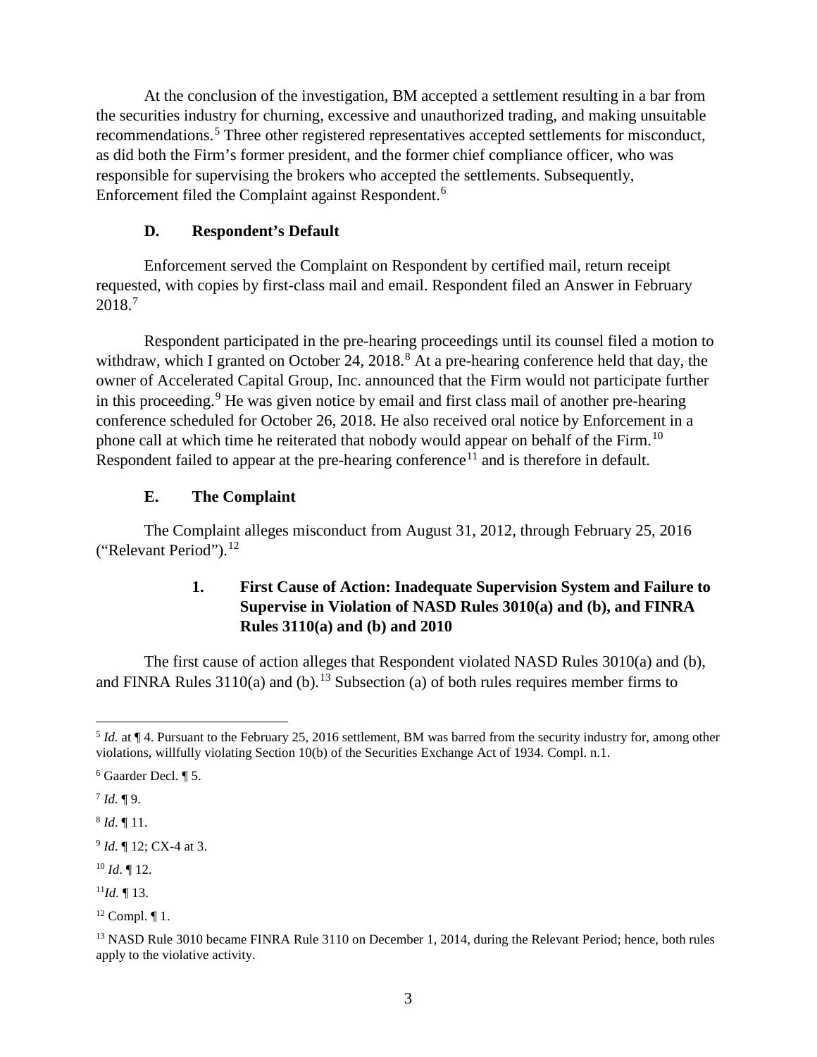At the conclusion of the investigation, BM accepted a settlement resulting in a bar from the securities industry for churning, excessive and unauthorized trading, and making unsuitable recommendations.[5] Three other registered representatives accepted settlements for misconduct, as did both the Firm's former president, and the former chief compliance officer, who was responsible for supervising the brokers who accepted the settlements. Subsequently, Enforcement filed the Complaint against Respondent.[6]

### D. Respondent's Default

Enforcement served the Complaint on Respondent by certified mail, return receipt requested, with copies by first-class mail and email. Respondent filed an Answer in February 2018.[7]

Respondent participated in the pre-hearing proceedings until its counsel filed a motion to withdraw, which I granted on October 24, 2018.[8] At a pre-hearing conference held that day, the owner of Accelerated Capital Group, Inc. announced that the Firm would not participate further in this proceeding.[9] He was given notice by email and first class mail of another pre-hearing conference scheduled for October 26, 2018. He also received oral notice by Enforcement in a phone call at which time he reiterated that nobody would appear on behalf of the Firm.[10] Respondent failed to appear at the pre-hearing conference[11] and is therefore in default.

### E. The Complaint

The Complaint alleges misconduct from August 31, 2012, through February 25, 2016 ("Relevant Period").[12]

#### 1. First Cause of Action: Inadequate Supervision System and Failure to Supervise in Violation of NASD Rules 3010(a) and (b), and FINRA Rules 3110(a) and (b) and 2010

The first cause of action alleges that Respondent violated NASD Rules 3010(a) and (b), and FINRA Rules 3110(a) and (b).[13] Subsection (a) of both rules requires member firms to

---

[5] *Id.* at ¶ 4. Pursuant to the February 25, 2016 settlement, BM was barred from the security industry for, among other violations, willfully violating Section 10(b) of the Securities Exchange Act of 1934. Compl. n.1.

[6] Gaarder Decl. ¶ 5.

[7] *Id.* ¶ 9.

[8] *Id*. ¶ 11.

[9] *Id*. ¶ 12; CX-4 at 3.

[10] *Id*. ¶ 12.

[11] *Id.* ¶ 13.

[12] Compl. ¶ 1.

[13] NASD Rule 3010 became FINRA Rule 3110 on December 1, 2014, during the Relevant Period; hence, both rules apply to the violative activity.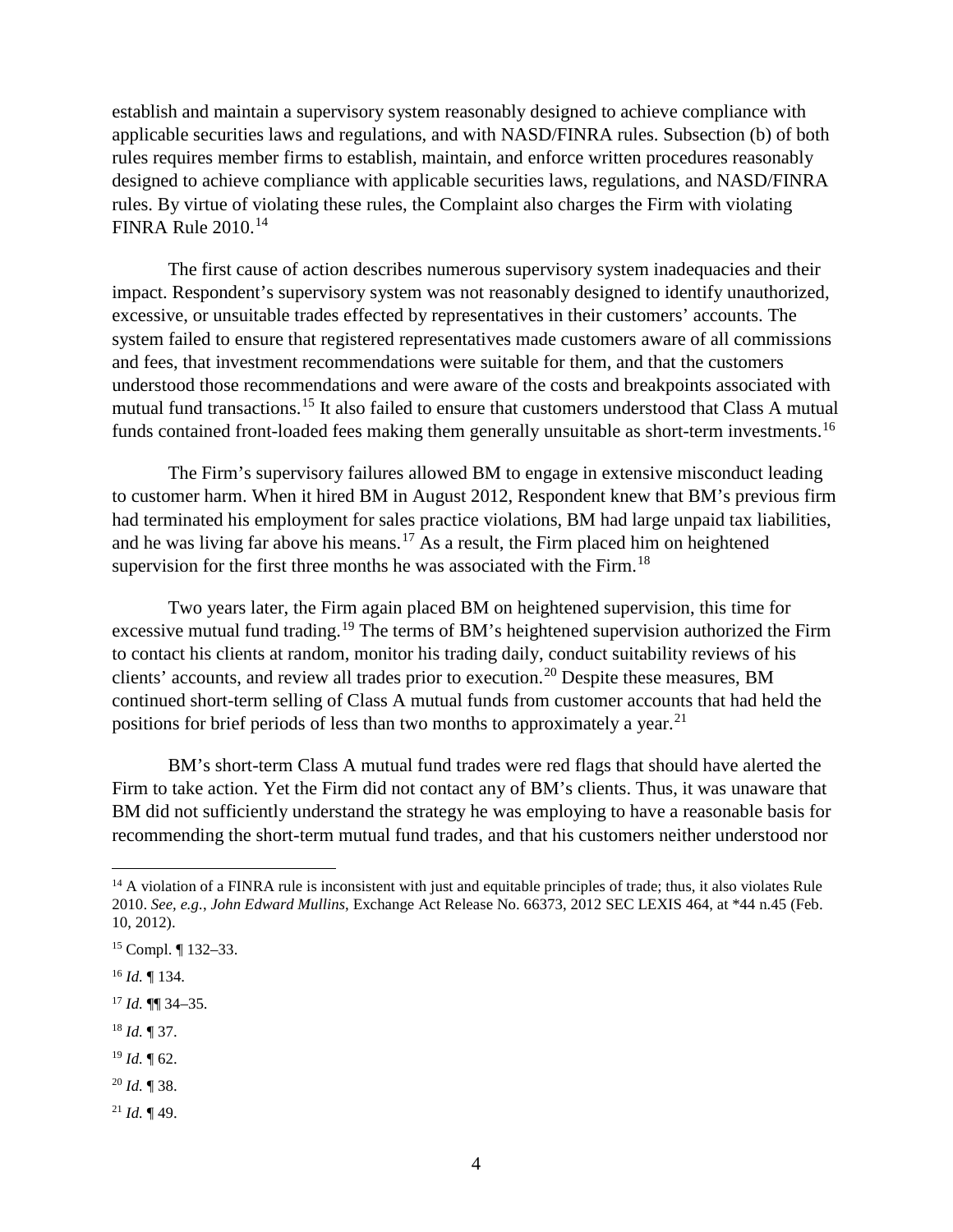establish and maintain a supervisory system reasonably designed to achieve compliance with applicable securities laws and regulations, and with NASD/FINRA rules. Subsection (b) of both rules requires member firms to establish, maintain, and enforce written procedures reasonably designed to achieve compliance with applicable securities laws, regulations, and NASD/FINRA rules. By virtue of violating these rules, the Complaint also charges the Firm with violating FINRA Rule 2010.[14]

The first cause of action describes numerous supervisory system inadequacies and their impact. Respondent's supervisory system was not reasonably designed to identify unauthorized, excessive, or unsuitable trades effected by representatives in their customers' accounts. The system failed to ensure that registered representatives made customers aware of all commissions and fees, that investment recommendations were suitable for them, and that the customers understood those recommendations and were aware of the costs and breakpoints associated with mutual fund transactions.[15] It also failed to ensure that customers understood that Class A mutual funds contained front-loaded fees making them generally unsuitable as short-term investments.[16]

The Firm's supervisory failures allowed BM to engage in extensive misconduct leading to customer harm. When it hired BM in August 2012, Respondent knew that BM's previous firm had terminated his employment for sales practice violations, BM had large unpaid tax liabilities, and he was living far above his means.[17] As a result, the Firm placed him on heightened supervision for the first three months he was associated with the Firm.[18]

Two years later, the Firm again placed BM on heightened supervision, this time for excessive mutual fund trading.[19] The terms of BM's heightened supervision authorized the Firm to contact his clients at random, monitor his trading daily, conduct suitability reviews of his clients' accounts, and review all trades prior to execution.[20] Despite these measures, BM continued short-term selling of Class A mutual funds from customer accounts that had held the positions for brief periods of less than two months to approximately a year.[21]

BM's short-term Class A mutual fund trades were red flags that should have alerted the Firm to take action. Yet the Firm did not contact any of BM's clients. Thus, it was unaware that BM did not sufficiently understand the strategy he was employing to have a reasonable basis for recommending the short-term mutual fund trades, and that his customers neither understood nor

---

[14] A violation of a FINRA rule is inconsistent with just and equitable principles of trade; thus, it also violates Rule 2010. *See, e.g.*, *John Edward Mullins*, Exchange Act Release No. 66373, 2012 SEC LEXIS 464, at *44 n.45 (Feb. 10, 2012).

[15] Compl. ¶ 132–33.

[16] *Id.* ¶ 134.

[17] *Id.* ¶¶ 34–35.

[18] *Id.* ¶ 37.

[19] *Id.* ¶ 62.

[20] *Id.* ¶ 38.

[21] *Id.* ¶ 49.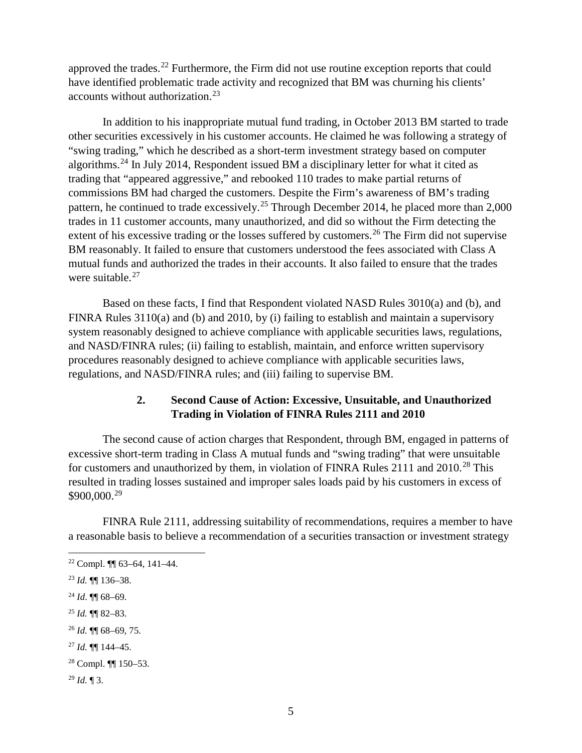approved the trades.[22] Furthermore, the Firm did not use routine exception reports that could have identified problematic trade activity and recognized that BM was churning his clients' accounts without authorization.[23]

In addition to his inappropriate mutual fund trading, in October 2013 BM started to trade other securities excessively in his customer accounts. He claimed he was following a strategy of "swing trading," which he described as a short-term investment strategy based on computer algorithms.[24] In July 2014, Respondent issued BM a disciplinary letter for what it cited as trading that "appeared aggressive," and rebooked 110 trades to make partial returns of commissions BM had charged the customers. Despite the Firm's awareness of BM's trading pattern, he continued to trade excessively.[25] Through December 2014, he placed more than 2,000 trades in 11 customer accounts, many unauthorized, and did so without the Firm detecting the extent of his excessive trading or the losses suffered by customers.[26] The Firm did not supervise BM reasonably. It failed to ensure that customers understood the fees associated with Class A mutual funds and authorized the trades in their accounts. It also failed to ensure that the trades were suitable.[27]

Based on these facts, I find that Respondent violated NASD Rules 3010(a) and (b), and FINRA Rules 3110(a) and (b) and 2010, by (i) failing to establish and maintain a supervisory system reasonably designed to achieve compliance with applicable securities laws, regulations, and NASD/FINRA rules; (ii) failing to establish, maintain, and enforce written supervisory procedures reasonably designed to achieve compliance with applicable securities laws, regulations, and NASD/FINRA rules; and (iii) failing to supervise BM.

### 2. Second Cause of Action: Excessive, Unsuitable, and Unauthorized Trading in Violation of FINRA Rules 2111 and 2010

The second cause of action charges that Respondent, through BM, engaged in patterns of excessive short-term trading in Class A mutual funds and "swing trading" that were unsuitable for customers and unauthorized by them, in violation of FINRA Rules 2111 and 2010.[28] This resulted in trading losses sustained and improper sales loads paid by his customers in excess of $900,000.[29]

FINRA Rule 2111, addressing suitability of recommendations, requires a member to have a reasonable basis to believe a recommendation of a securities transaction or investment strategy

---

[22] Compl. ¶¶ 63–64, 141–44.

[23] *Id.* ¶¶ 136–38.

[24] *Id*. ¶¶ 68–69.

[25] *Id.* ¶¶ 82–83.

[26] *Id.* ¶¶ 68–69, 75.

[27] *Id.* ¶¶ 144–45.

[28] Compl. ¶¶ 150–53.

[29] *Id.* ¶ 3.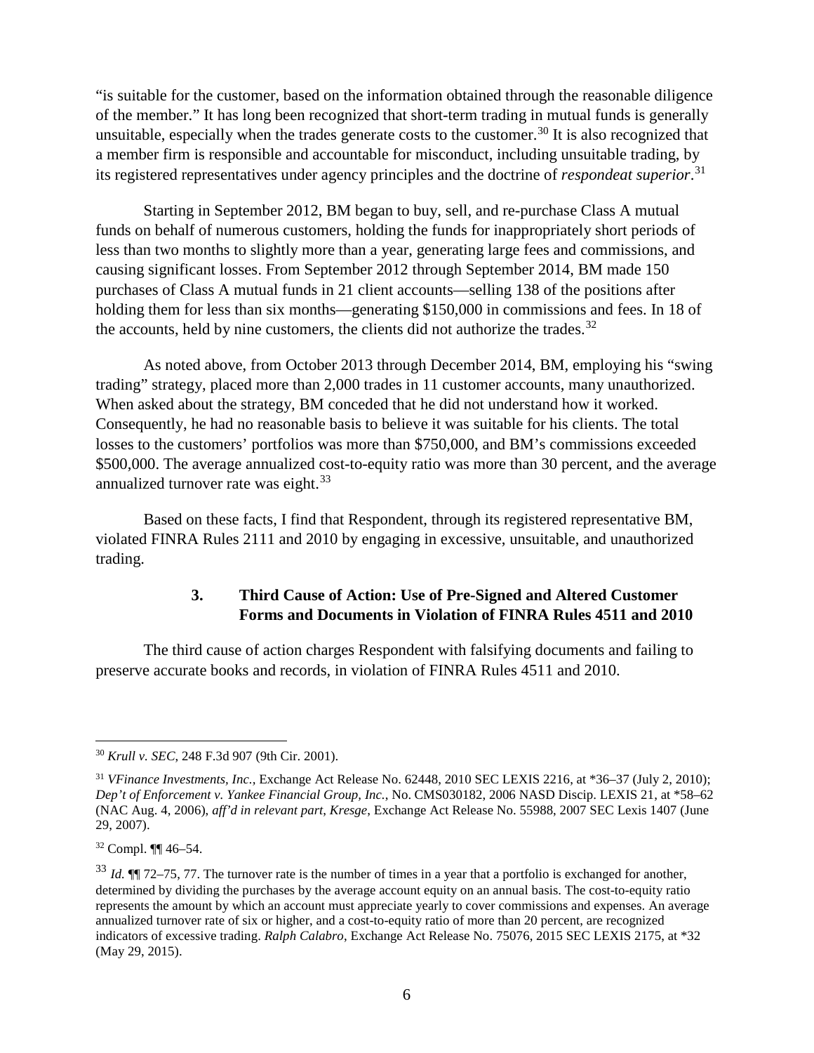"is suitable for the customer, based on the information obtained through the reasonable diligence of the member." It has long been recognized that short-term trading in mutual funds is generally unsuitable, especially when the trades generate costs to the customer.[30] It is also recognized that a member firm is responsible and accountable for misconduct, including unsuitable trading, by its registered representatives under agency principles and the doctrine of *respondeat superior*.[31]

Starting in September 2012, BM began to buy, sell, and re-purchase Class A mutual funds on behalf of numerous customers, holding the funds for inappropriately short periods of less than two months to slightly more than a year, generating large fees and commissions, and causing significant losses. From September 2012 through September 2014, BM made 150 purchases of Class A mutual funds in 21 client accounts—selling 138 of the positions after holding them for less than six months—generating $150,000 in commissions and fees. In 18 of the accounts, held by nine customers, the clients did not authorize the trades.[32]

As noted above, from October 2013 through December 2014, BM, employing his "swing trading" strategy, placed more than 2,000 trades in 11 customer accounts, many unauthorized. When asked about the strategy, BM conceded that he did not understand how it worked. Consequently, he had no reasonable basis to believe it was suitable for his clients. The total losses to the customers' portfolios was more than $750,000, and BM's commissions exceeded $500,000. The average annualized cost-to-equity ratio was more than 30 percent, and the average annualized turnover rate was eight.[33]

Based on these facts, I find that Respondent, through its registered representative BM, violated FINRA Rules 2111 and 2010 by engaging in excessive, unsuitable, and unauthorized trading.

### 3. Third Cause of Action: Use of Pre-Signed and Altered Customer Forms and Documents in Violation of FINRA Rules 4511 and 2010

The third cause of action charges Respondent with falsifying documents and failing to preserve accurate books and records, in violation of FINRA Rules 4511 and 2010.

---

[30] *Krull v. SEC*, 248 F.3d 907 (9th Cir. 2001).

[31] *VFinance Investments, Inc.*, Exchange Act Release No. 62448, 2010 SEC LEXIS 2216, at *36–37 (July 2, 2010); *Dep't of Enforcement v. Yankee Financial Group, Inc.*, No. CMS030182, 2006 NASD Discip. LEXIS 21, at *58–62 (NAC Aug. 4, 2006), *aff'd in relevant part*, *Kresge*, Exchange Act Release No. 55988, 2007 SEC Lexis 1407 (June 29, 2007).

[32] Compl. ¶¶ 46–54.

[33] *Id.* ¶¶ 72–75, 77. The turnover rate is the number of times in a year that a portfolio is exchanged for another, determined by dividing the purchases by the average account equity on an annual basis. The cost-to-equity ratio represents the amount by which an account must appreciate yearly to cover commissions and expenses. An average annualized turnover rate of six or higher, and a cost-to-equity ratio of more than 20 percent, are recognized indicators of excessive trading. *Ralph Calabro*, Exchange Act Release No. 75076, 2015 SEC LEXIS 2175, at *32 (May 29, 2015).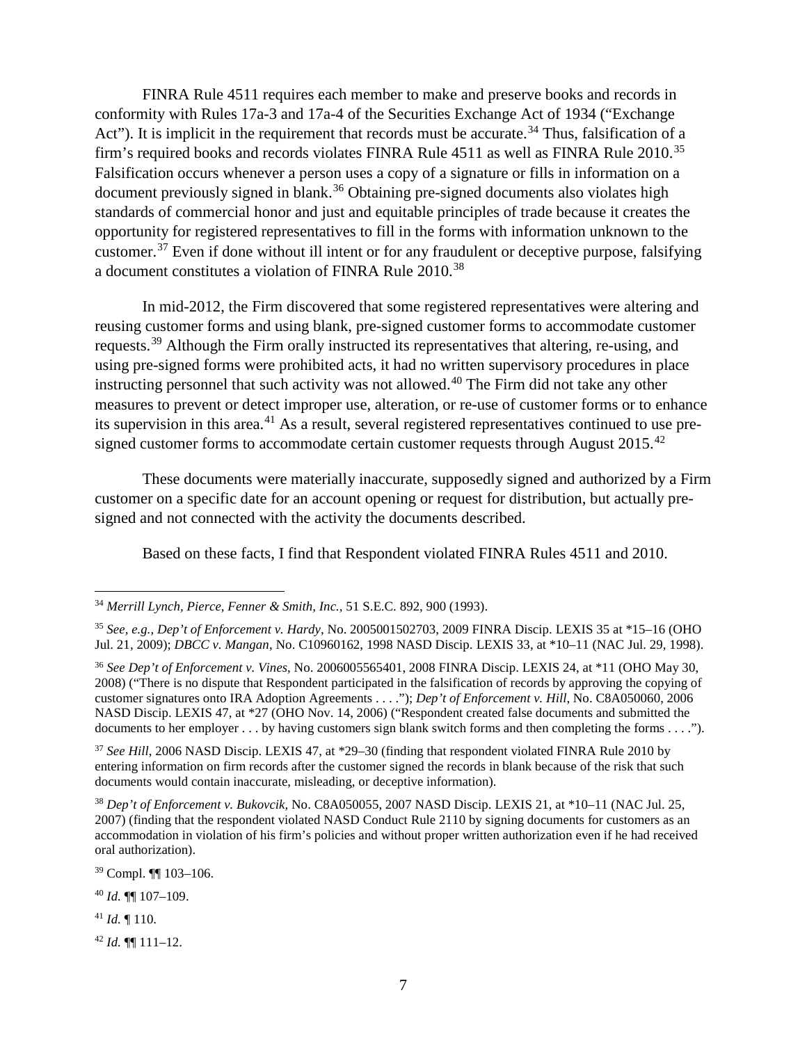FINRA Rule 4511 requires each member to make and preserve books and records in conformity with Rules 17a-3 and 17a-4 of the Securities Exchange Act of 1934 ("Exchange Act"). It is implicit in the requirement that records must be accurate.[34] Thus, falsification of a firm's required books and records violates FINRA Rule 4511 as well as FINRA Rule 2010.[35] Falsification occurs whenever a person uses a copy of a signature or fills in information on a document previously signed in blank.[36] Obtaining pre-signed documents also violates high standards of commercial honor and just and equitable principles of trade because it creates the opportunity for registered representatives to fill in the forms with information unknown to the customer.[37] Even if done without ill intent or for any fraudulent or deceptive purpose, falsifying a document constitutes a violation of FINRA Rule 2010.[38]

In mid-2012, the Firm discovered that some registered representatives were altering and reusing customer forms and using blank, pre-signed customer forms to accommodate customer requests.[39] Although the Firm orally instructed its representatives that altering, re-using, and using pre-signed forms were prohibited acts, it had no written supervisory procedures in place instructing personnel that such activity was not allowed.[40] The Firm did not take any other measures to prevent or detect improper use, alteration, or re-use of customer forms or to enhance its supervision in this area.[41] As a result, several registered representatives continued to use pre-signed customer forms to accommodate certain customer requests through August 2015.[42]

These documents were materially inaccurate, supposedly signed and authorized by a Firm customer on a specific date for an account opening or request for distribution, but actually pre-signed and not connected with the activity the documents described.

Based on these facts, I find that Respondent violated FINRA Rules 4511 and 2010.

---

[34] *Merrill Lynch, Pierce, Fenner & Smith, Inc.*, 51 S.E.C. 892, 900 (1993).

[35] *See, e.g., Dep't of Enforcement v. Hardy*, No. 2005001502703, 2009 FINRA Discip. LEXIS 35 at *15–16 (OHO Jul. 21, 2009); *DBCC v. Mangan*, No. C10960162, 1998 NASD Discip. LEXIS 33, at *10–11 (NAC Jul. 29, 1998).

[36] *See Dep't of Enforcement v. Vines*, No. 2006005565401, 2008 FINRA Discip. LEXIS 24, at *11 (OHO May 30, 2008) ("There is no dispute that Respondent participated in the falsification of records by approving the copying of customer signatures onto IRA Adoption Agreements . . . ."); *Dep't of Enforcement v. Hill*, No. C8A050060, 2006 NASD Discip. LEXIS 47, at *27 (OHO Nov. 14, 2006) ("Respondent created false documents and submitted the documents to her employer . . . by having customers sign blank switch forms and then completing the forms . . . .").

[37] *See Hill*, 2006 NASD Discip. LEXIS 47, at *29–30 (finding that respondent violated FINRA Rule 2010 by entering information on firm records after the customer signed the records in blank because of the risk that such documents would contain inaccurate, misleading, or deceptive information).

[38] *Dep't of Enforcement v. Bukovcik*, No. C8A050055, 2007 NASD Discip. LEXIS 21, at *10–11 (NAC Jul. 25, 2007) (finding that the respondent violated NASD Conduct Rule 2110 by signing documents for customers as an accommodation in violation of his firm's policies and without proper written authorization even if he had received oral authorization).

[39] Compl. ¶¶ 103–106.

[40] *Id.* ¶¶ 107–109.

[41] *Id.* ¶ 110.

[42] *Id.* ¶¶ 111–12.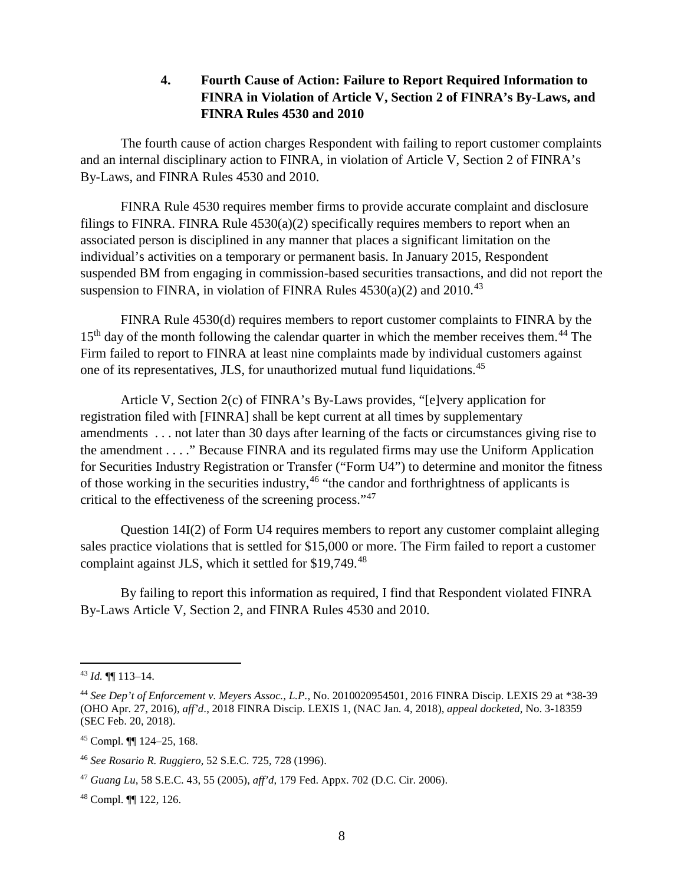### 4. Fourth Cause of Action: Failure to Report Required Information to FINRA in Violation of Article V, Section 2 of FINRA's By-Laws, and FINRA Rules 4530 and 2010

The fourth cause of action charges Respondent with failing to report customer complaints and an internal disciplinary action to FINRA, in violation of Article V, Section 2 of FINRA's By-Laws, and FINRA Rules 4530 and 2010.

FINRA Rule 4530 requires member firms to provide accurate complaint and disclosure filings to FINRA. FINRA Rule 4530(a)(2) specifically requires members to report when an associated person is disciplined in any manner that places a significant limitation on the individual's activities on a temporary or permanent basis. In January 2015, Respondent suspended BM from engaging in commission-based securities transactions, and did not report the suspension to FINRA, in violation of FINRA Rules 4530(a)(2) and 2010.[43]

FINRA Rule 4530(d) requires members to report customer complaints to FINRA by the 15th day of the month following the calendar quarter in which the member receives them.[44] The Firm failed to report to FINRA at least nine complaints made by individual customers against one of its representatives, JLS, for unauthorized mutual fund liquidations.[45]

Article V, Section 2(c) of FINRA's By-Laws provides, "[e]very application for registration filed with [FINRA] shall be kept current at all times by supplementary amendments . . . not later than 30 days after learning of the facts or circumstances giving rise to the amendment . . . ." Because FINRA and its regulated firms may use the Uniform Application for Securities Industry Registration or Transfer ("Form U4") to determine and monitor the fitness of those working in the securities industry,[46] "the candor and forthrightness of applicants is critical to the effectiveness of the screening process."[47]

Question 14I(2) of Form U4 requires members to report any customer complaint alleging sales practice violations that is settled for $15,000 or more. The Firm failed to report a customer complaint against JLS, which it settled for $19,749.[48]

By failing to report this information as required, I find that Respondent violated FINRA By-Laws Article V, Section 2, and FINRA Rules 4530 and 2010.

---

[43] *Id.* ¶¶ 113–14.

[44] *See Dep't of Enforcement v. Meyers Assoc., L.P.*, No. 2010020954501, 2016 FINRA Discip. LEXIS 29 at *38-39 (OHO Apr. 27, 2016), *aff'd*., 2018 FINRA Discip. LEXIS 1, (NAC Jan. 4, 2018), *appeal docketed*, No. 3-18359 (SEC Feb. 20, 2018).

[45] Compl. ¶¶ 124–25, 168.

[46] *See Rosario R. Ruggiero*, 52 S.E.C. 725, 728 (1996).

[47] *Guang Lu*, 58 S.E.C. 43, 55 (2005), *aff'd*, 179 Fed. Appx. 702 (D.C. Cir. 2006).

[48] Compl. ¶¶ 122, 126.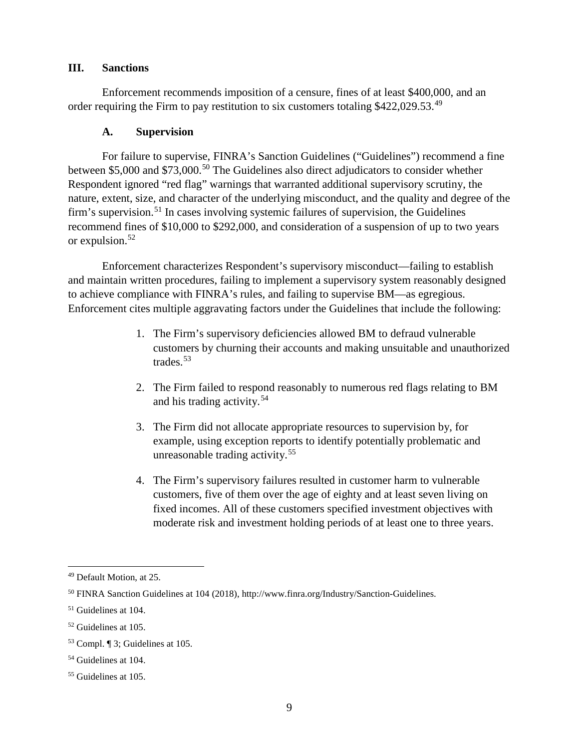## III. Sanctions

Enforcement recommends imposition of a censure, fines of at least \$400,000, and an order requiring the Firm to pay restitution to six customers totaling \$422,029.53.[49]

### A. Supervision

For failure to supervise, FINRA's Sanction Guidelines ("Guidelines") recommend a fine between \$5,000 and \$73,000.[50] The Guidelines also direct adjudicators to consider whether Respondent ignored "red flag" warnings that warranted additional supervisory scrutiny, the nature, extent, size, and character of the underlying misconduct, and the quality and degree of the firm's supervision.[51] In cases involving systemic failures of supervision, the Guidelines recommend fines of \$10,000 to \$292,000, and consideration of a suspension of up to two years or expulsion.[52]

Enforcement characterizes Respondent's supervisory misconduct—failing to establish and maintain written procedures, failing to implement a supervisory system reasonably designed to achieve compliance with FINRA's rules, and failing to supervise BM—as egregious. Enforcement cites multiple aggravating factors under the Guidelines that include the following:

1. The Firm's supervisory deficiencies allowed BM to defraud vulnerable customers by churning their accounts and making unsuitable and unauthorized trades.[53]

2. The Firm failed to respond reasonably to numerous red flags relating to BM and his trading activity.[54]

3. The Firm did not allocate appropriate resources to supervision by, for example, using exception reports to identify potentially problematic and unreasonable trading activity.[55]

4. The Firm's supervisory failures resulted in customer harm to vulnerable customers, five of them over the age of eighty and at least seven living on fixed incomes. All of these customers specified investment objectives with moderate risk and investment holding periods of at least one to three years.

---

[49] Default Motion, at 25.

[50] FINRA Sanction Guidelines at 104 (2018), http://www.finra.org/Industry/Sanction-Guidelines.

[51] Guidelines at 104.

[52] Guidelines at 105.

[53] Compl. ¶ 3; Guidelines at 105.

[54] Guidelines at 104.

[55] Guidelines at 105.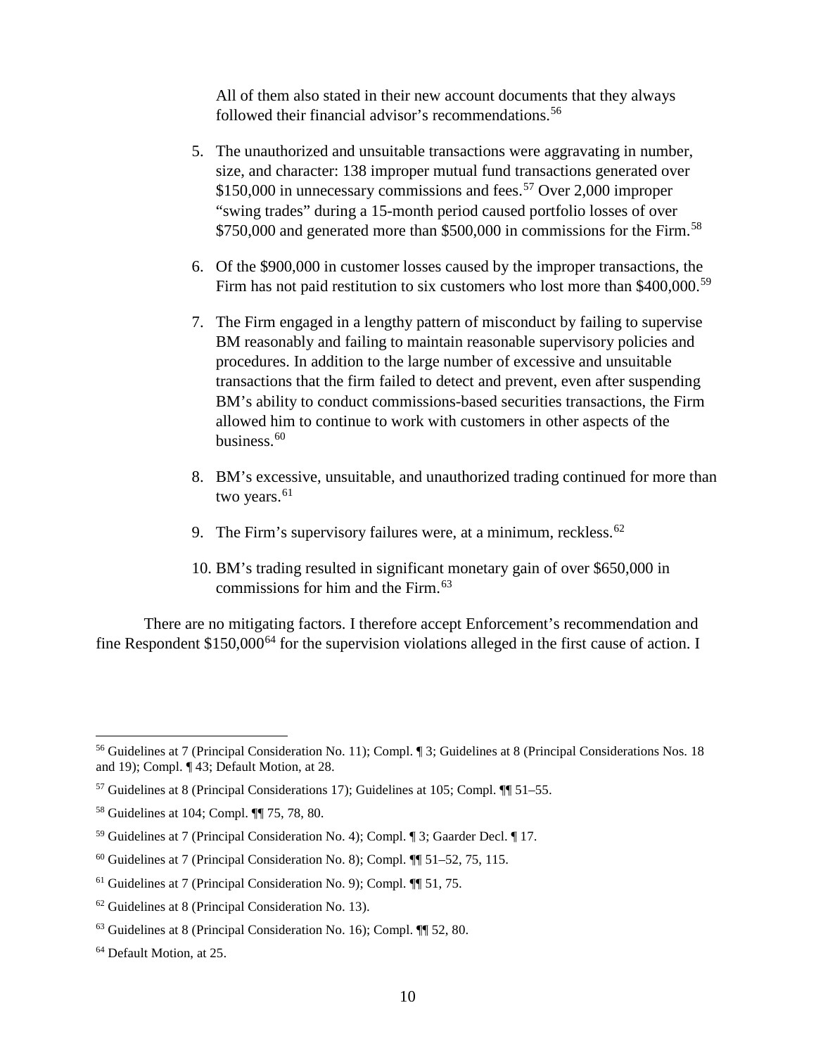All of them also stated in their new account documents that they always followed their financial advisor's recommendations.[56]

5. The unauthorized and unsuitable transactions were aggravating in number, size, and character: 138 improper mutual fund transactions generated over $150,000 in unnecessary commissions and fees.[57] Over 2,000 improper "swing trades" during a 15-month period caused portfolio losses of over $750,000 and generated more than $500,000 in commissions for the Firm.[58]

6. Of the $900,000 in customer losses caused by the improper transactions, the Firm has not paid restitution to six customers who lost more than $400,000.[59]

7. The Firm engaged in a lengthy pattern of misconduct by failing to supervise BM reasonably and failing to maintain reasonable supervisory policies and procedures. In addition to the large number of excessive and unsuitable transactions that the firm failed to detect and prevent, even after suspending BM's ability to conduct commissions-based securities transactions, the Firm allowed him to continue to work with customers in other aspects of the business.[60]

8. BM's excessive, unsuitable, and unauthorized trading continued for more than two years.[61]

9. The Firm's supervisory failures were, at a minimum, reckless.[62]

10. BM's trading resulted in significant monetary gain of over $650,000 in commissions for him and the Firm.[63]

There are no mitigating factors. I therefore accept Enforcement's recommendation and fine Respondent $150,000[64] for the supervision violations alleged in the first cause of action. I

---

[56] Guidelines at 7 (Principal Consideration No. 11); Compl. ¶ 3; Guidelines at 8 (Principal Considerations Nos. 18 and 19); Compl. ¶ 43; Default Motion, at 28.

[57] Guidelines at 8 (Principal Considerations 17); Guidelines at 105; Compl. ¶¶ 51–55.

[58] Guidelines at 104; Compl. ¶¶ 75, 78, 80.

[59] Guidelines at 7 (Principal Consideration No. 4); Compl. ¶ 3; Gaarder Decl. ¶ 17.

[60] Guidelines at 7 (Principal Consideration No. 8); Compl. ¶¶ 51–52, 75, 115.

[61] Guidelines at 7 (Principal Consideration No. 9); Compl. ¶¶ 51, 75.

[62] Guidelines at 8 (Principal Consideration No. 13).

[63] Guidelines at 8 (Principal Consideration No. 16); Compl. ¶¶ 52, 80.

[64] Default Motion, at 25.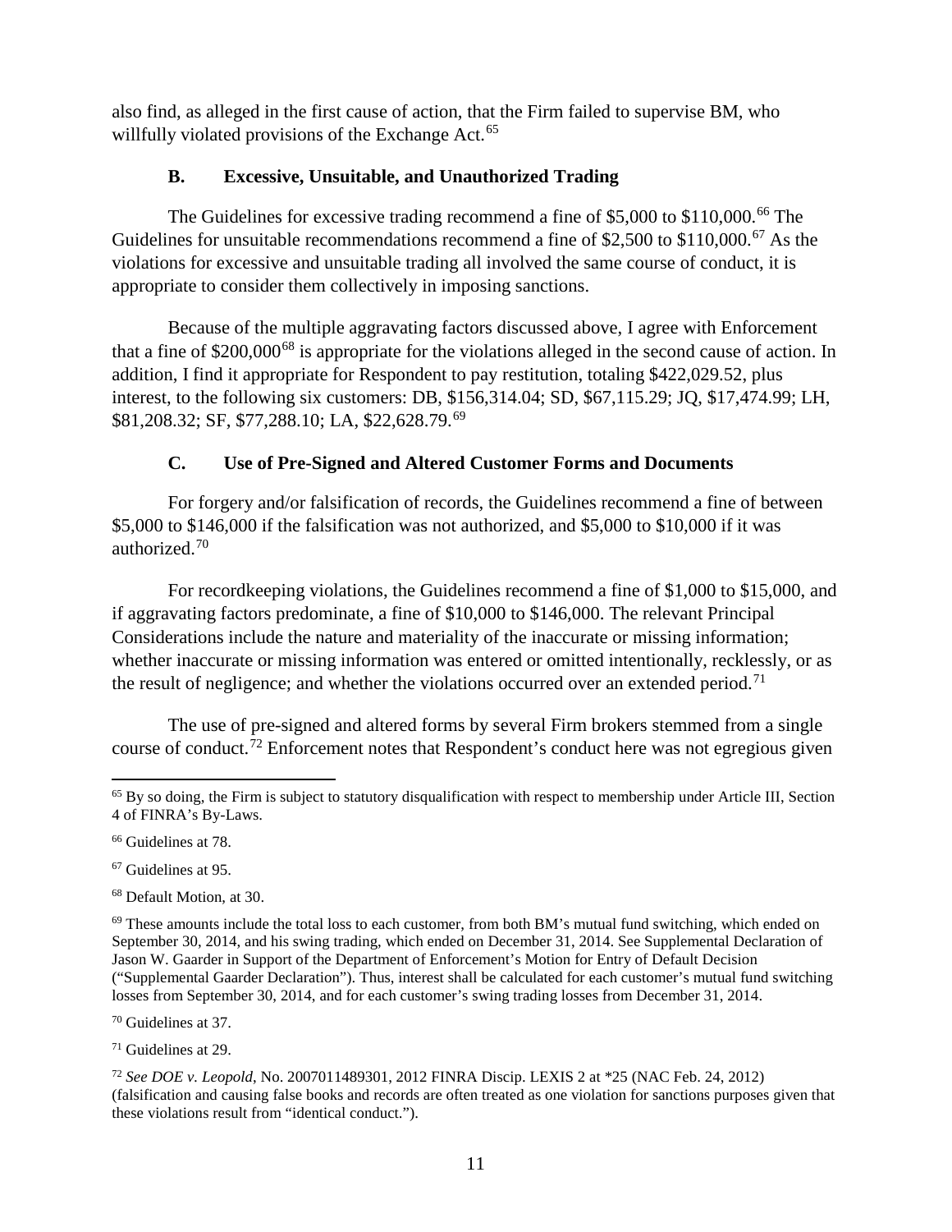also find, as alleged in the first cause of action, that the Firm failed to supervise BM, who willfully violated provisions of the Exchange Act.[65]

### B. Excessive, Unsuitable, and Unauthorized Trading

The Guidelines for excessive trading recommend a fine of $5,000 to $110,000.[66] The Guidelines for unsuitable recommendations recommend a fine of $2,500 to $110,000.[67] As the violations for excessive and unsuitable trading all involved the same course of conduct, it is appropriate to consider them collectively in imposing sanctions.

Because of the multiple aggravating factors discussed above, I agree with Enforcement that a fine of $200,000[68] is appropriate for the violations alleged in the second cause of action. In addition, I find it appropriate for Respondent to pay restitution, totaling $422,029.52, plus interest, to the following six customers: DB, $156,314.04; SD, $67,115.29; JQ, $17,474.99; LH, $81,208.32; SF, $77,288.10; LA, $22,628.79.[69]

### C. Use of Pre-Signed and Altered Customer Forms and Documents

For forgery and/or falsification of records, the Guidelines recommend a fine of between $5,000 to $146,000 if the falsification was not authorized, and $5,000 to $10,000 if it was authorized.[70]

For recordkeeping violations, the Guidelines recommend a fine of $1,000 to $15,000, and if aggravating factors predominate, a fine of $10,000 to $146,000. The relevant Principal Considerations include the nature and materiality of the inaccurate or missing information; whether inaccurate or missing information was entered or omitted intentionally, recklessly, or as the result of negligence; and whether the violations occurred over an extended period.[71]

The use of pre-signed and altered forms by several Firm brokers stemmed from a single course of conduct.[72] Enforcement notes that Respondent's conduct here was not egregious given

---

[65] By so doing, the Firm is subject to statutory disqualification with respect to membership under Article III, Section 4 of FINRA's By-Laws.

[66] Guidelines at 78.

[67] Guidelines at 95.

[68] Default Motion, at 30.

[69] These amounts include the total loss to each customer, from both BM's mutual fund switching, which ended on September 30, 2014, and his swing trading, which ended on December 31, 2014. See Supplemental Declaration of Jason W. Gaarder in Support of the Department of Enforcement's Motion for Entry of Default Decision ("Supplemental Gaarder Declaration"). Thus, interest shall be calculated for each customer's mutual fund switching losses from September 30, 2014, and for each customer's swing trading losses from December 31, 2014.

[70] Guidelines at 37.

[71] Guidelines at 29.

[72] *See DOE v. Leopold*, No. 2007011489301, 2012 FINRA Discip. LEXIS 2 at *25 (NAC Feb. 24, 2012) (falsification and causing false books and records are often treated as one violation for sanctions purposes given that these violations result from "identical conduct.").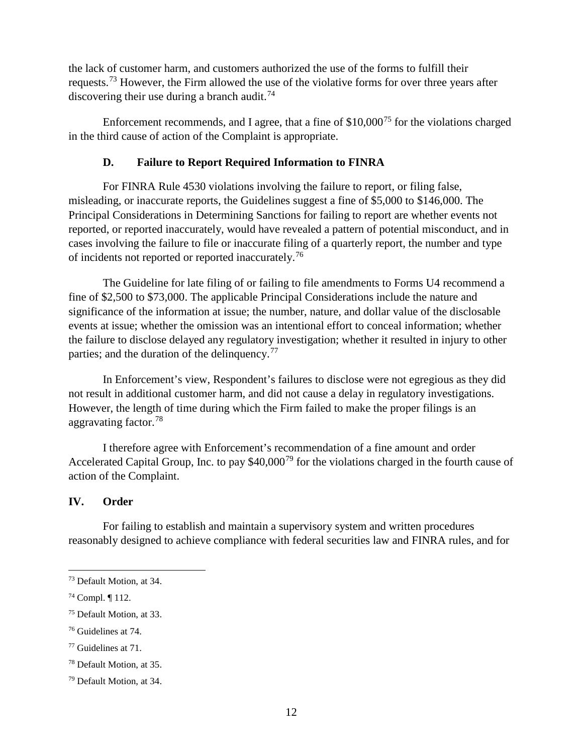the lack of customer harm, and customers authorized the use of the forms to fulfill their requests.[73] However, the Firm allowed the use of the violative forms for over three years after discovering their use during a branch audit.[74]

Enforcement recommends, and I agree, that a fine of $10,000[75] for the violations charged in the third cause of action of the Complaint is appropriate.

### D. Failure to Report Required Information to FINRA

For FINRA Rule 4530 violations involving the failure to report, or filing false, misleading, or inaccurate reports, the Guidelines suggest a fine of $5,000 to $146,000. The Principal Considerations in Determining Sanctions for failing to report are whether events not reported, or reported inaccurately, would have revealed a pattern of potential misconduct, and in cases involving the failure to file or inaccurate filing of a quarterly report, the number and type of incidents not reported or reported inaccurately.[76]

The Guideline for late filing of or failing to file amendments to Forms U4 recommend a fine of $2,500 to $73,000. The applicable Principal Considerations include the nature and significance of the information at issue; the number, nature, and dollar value of the disclosable events at issue; whether the omission was an intentional effort to conceal information; whether the failure to disclose delayed any regulatory investigation; whether it resulted in injury to other parties; and the duration of the delinquency.[77]

In Enforcement's view, Respondent's failures to disclose were not egregious as they did not result in additional customer harm, and did not cause a delay in regulatory investigations. However, the length of time during which the Firm failed to make the proper filings is an aggravating factor.[78]

I therefore agree with Enforcement's recommendation of a fine amount and order Accelerated Capital Group, Inc. to pay $40,000[79] for the violations charged in the fourth cause of action of the Complaint.

## IV. Order

For failing to establish and maintain a supervisory system and written procedures reasonably designed to achieve compliance with federal securities law and FINRA rules, and for

---

[73] Default Motion, at 34.

[74] Compl. ¶ 112.

[75] Default Motion, at 33.

[76] Guidelines at 74.

[77] Guidelines at 71.

[78] Default Motion, at 35.

[79] Default Motion, at 34.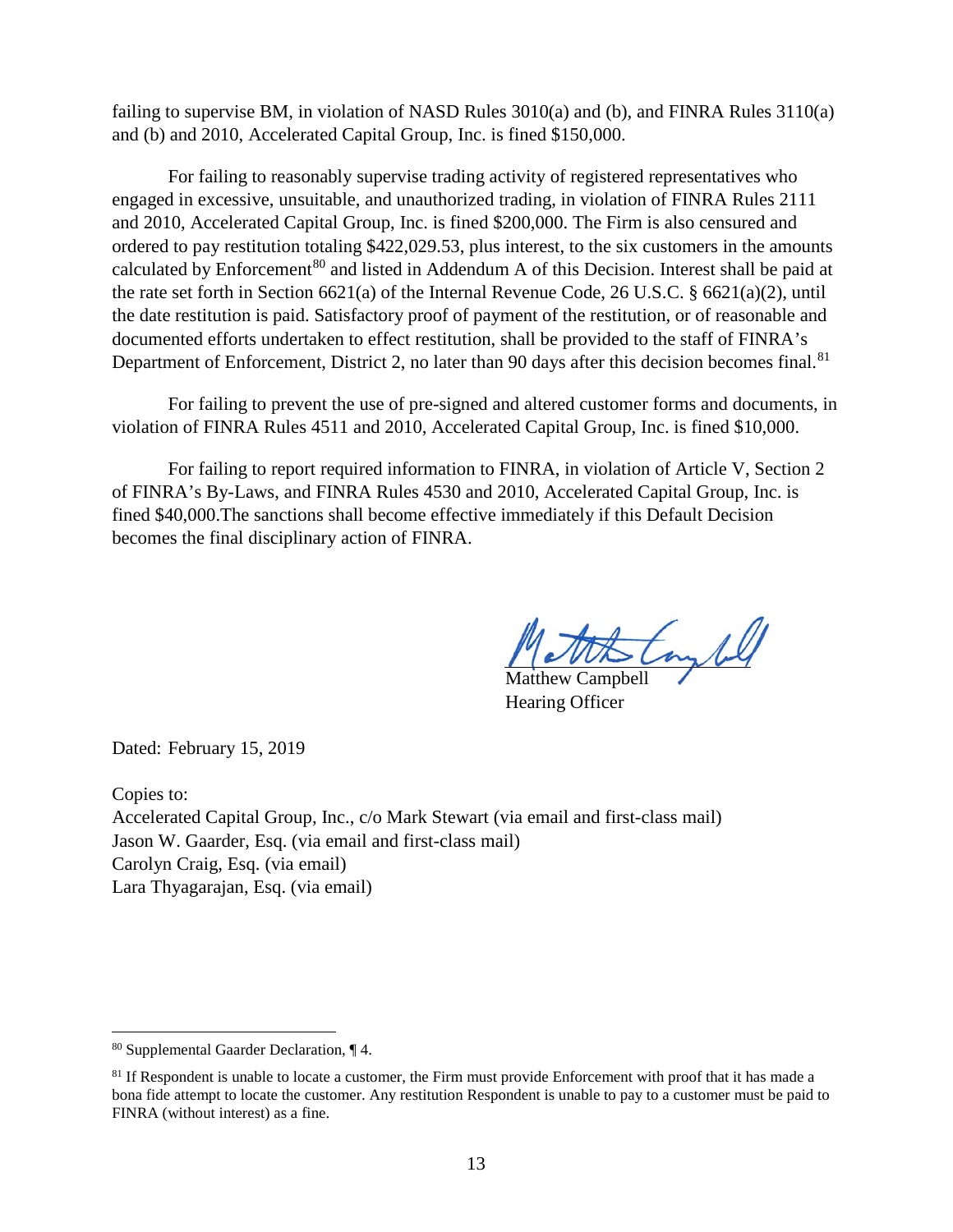failing to supervise BM, in violation of NASD Rules 3010(a) and (b), and FINRA Rules 3110(a) and (b) and 2010, Accelerated Capital Group, Inc. is fined $150,000.

For failing to reasonably supervise trading activity of registered representatives who engaged in excessive, unsuitable, and unauthorized trading, in violation of FINRA Rules 2111 and 2010, Accelerated Capital Group, Inc. is fined $200,000. The Firm is also censured and ordered to pay restitution totaling $422,029.53, plus interest, to the six customers in the amounts calculated by Enforcement[80] and listed in Addendum A of this Decision. Interest shall be paid at the rate set forth in Section 6621(a) of the Internal Revenue Code, 26 U.S.C. § 6621(a)(2), until the date restitution is paid. Satisfactory proof of payment of the restitution, or of reasonable and documented efforts undertaken to effect restitution, shall be provided to the staff of FINRA's Department of Enforcement, District 2, no later than 90 days after this decision becomes final.[81]

For failing to prevent the use of pre-signed and altered customer forms and documents, in violation of FINRA Rules 4511 and 2010, Accelerated Capital Group, Inc. is fined $10,000.

For failing to report required information to FINRA, in violation of Article V, Section 2 of FINRA's By-Laws, and FINRA Rules 4530 and 2010, Accelerated Capital Group, Inc. is fined $40,000.The sanctions shall become effective immediately if this Default Decision becomes the final disciplinary action of FINRA.

Matthew Campbell
Hearing Officer

Dated: February 15, 2019

Copies to:
Accelerated Capital Group, Inc., c/o Mark Stewart (via email and first-class mail)
Jason W. Gaarder, Esq. (via email and first-class mail)
Carolyn Craig, Esq. (via email)
Lara Thyagarajan, Esq. (via email)

---

[80] Supplemental Gaarder Declaration, ¶ 4.

[81] If Respondent is unable to locate a customer, the Firm must provide Enforcement with proof that it has made a bona fide attempt to locate the customer. Any restitution Respondent is unable to pay to a customer must be paid to FINRA (without interest) as a fine.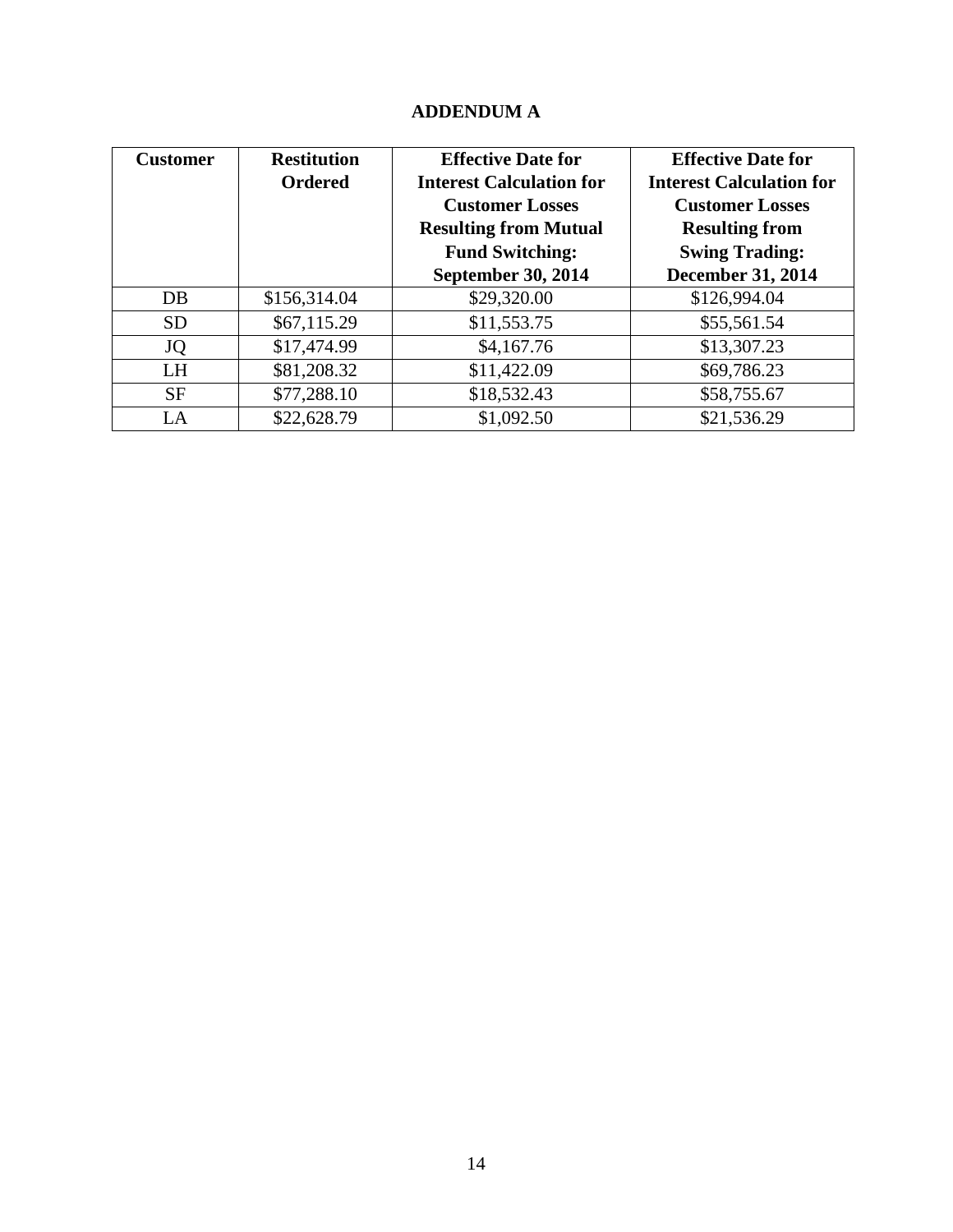## ADDENDUM A

| Customer | Restitution Ordered | Effective Date for Interest Calculation for Customer Losses Resulting from Mutual Fund Switching: September 30, 2014 | Effective Date for Interest Calculation for Customer Losses Resulting from Swing Trading: December 31, 2014 |
|---|---|---|---|
| DB | $156,314.04 | $29,320.00 | $126,994.04 |
| SD | $67,115.29 | $11,553.75 | $55,561.54 |
| JQ | $17,474.99 | $4,167.76 | $13,307.23 |
| LH | $81,208.32 | $11,422.09 | $69,786.23 |
| SF | $77,288.10 | $18,532.43 | $58,755.67 |
| LA | $22,628.79 | $1,092.50 | $21,536.29 |